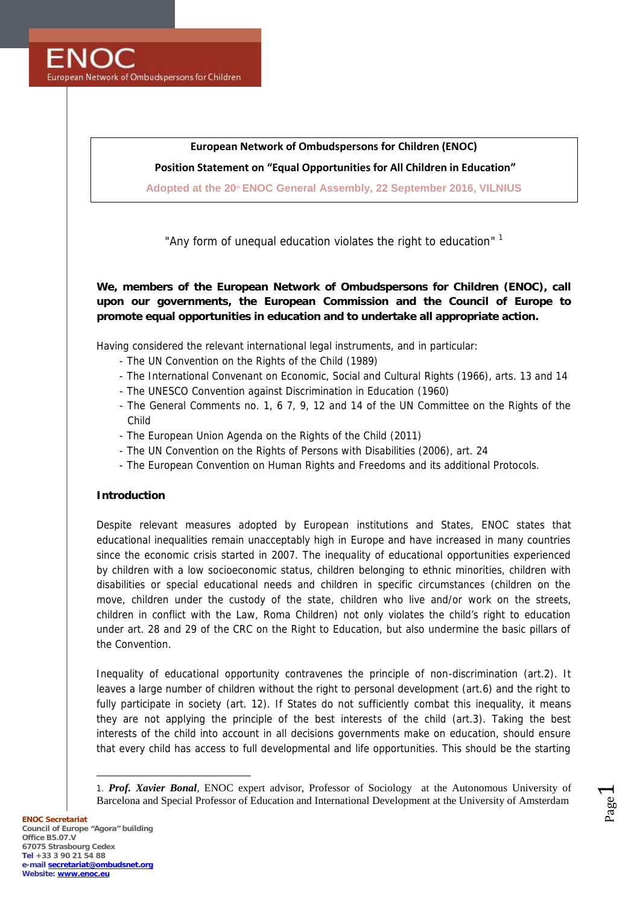ENOC

European Network of Ombudspersons for Children

**European Network of Ombudspersons for Children (ENOC)**

**Position Statement on "Equal Opportunities for All Children in Education"**

**Adopted at the 20th ENOC General Assembly, 22 September 2016, VILNIUS**

"Any form of unequal education violates the right to education" [1]

**We, members of the European Network of Ombudspersons for Children (ENOC), call upon our governments, the European Commission and the Council of Europe to promote equal opportunities in education and to undertake all appropriate action.**

Having considered the relevant international legal instruments, and in particular:

- The UN Convention on the Rights of the Child (1989)
- The International Convenant on Economic, Social and Cultural Rights (1966), arts. 13 and 14
- The UNESCO Convention against Discrimination in Education (1960)
- The General Comments no. 1, 6 7, 9, 12 and 14 of the UN Committee on the Rights of the Child
- The European Union Agenda on the Rights of the Child (2011)
- The UN Convention on the Rights of Persons with Disabilities (2006), art. 24
- The European Convention on Human Rights and Freedoms and its additional Protocols.

## Introduction

Despite relevant measures adopted by European institutions and States, ENOC states that educational inequalities remain unacceptably high in Europe and have increased in many countries since the economic crisis started in 2007. The inequality of educational opportunities experienced by children with a low socioeconomic status, children belonging to ethnic minorities, children with disabilities or special educational needs and children in specific circumstances (children on the move, children under the custody of the state, children who live and/or work on the streets, children in conflict with the Law, Roma Children) not only violates the child's right to education under art. 28 and 29 of the CRC on the Right to Education, but also undermine the basic pillars of the Convention.

Inequality of educational opportunity contravenes the principle of non-discrimination (art.2). It leaves a large number of children without the right to personal development (art.6) and the right to fully participate in society (art. 12). If States do not sufficiently combat this inequality, it means they are not applying the principle of the best interests of the child (art.3). Taking the best interests of the child into account in all decisions governments make on education, should ensure that every child has access to full developmental and life opportunities. This should be the starting

1. ***Prof. Xavier Bonal***, ENOC expert advisor, Professor of Sociology at the Autonomous University of Barcelona and Special Professor of Education and International Development at the University of Amsterdam

**ENOC Secretariat**
Council of Europe "Agora" building
Office B5.07.V
67075 Strasbourg Cedex
Tel +33 3 90 21 54 88
e-mail secretariat@ombudsnet.org
Website: www.enoc.eu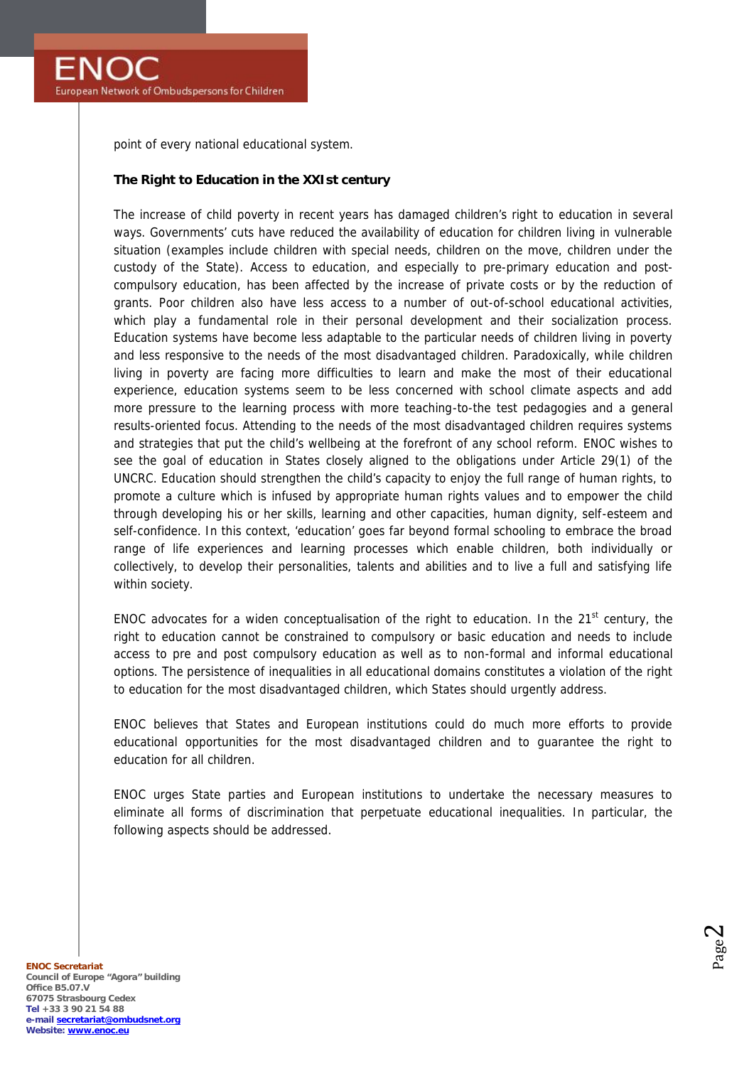point of every national educational system.

**The Right to Education in the XXIst century**

The increase of child poverty in recent years has damaged children's right to education in several ways. Governments' cuts have reduced the availability of education for children living in vulnerable situation (examples include children with special needs, children on the move, children under the custody of the State). Access to education, and especially to pre-primary education and post-compulsory education, has been affected by the increase of private costs or by the reduction of grants. Poor children also have less access to a number of out-of-school educational activities, which play a fundamental role in their personal development and their socialization process. Education systems have become less adaptable to the particular needs of children living in poverty and less responsive to the needs of the most disadvantaged children. Paradoxically, while children living in poverty are facing more difficulties to learn and make the most of their educational experience, education systems seem to be less concerned with school climate aspects and add more pressure to the learning process with more teaching-to-the test pedagogies and a general results-oriented focus. Attending to the needs of the most disadvantaged children requires systems and strategies that put the child's wellbeing at the forefront of any school reform. ENOC wishes to see the goal of education in States closely aligned to the obligations under Article 29(1) of the UNCRC. Education should strengthen the child's capacity to enjoy the full range of human rights, to promote a culture which is infused by appropriate human rights values and to empower the child through developing his or her skills, learning and other capacities, human dignity, self-esteem and self-confidence. In this context, 'education' goes far beyond formal schooling to embrace the broad range of life experiences and learning processes which enable children, both individually or collectively, to develop their personalities, talents and abilities and to live a full and satisfying life within society.

ENOC advocates for a widen conceptualisation of the right to education. In the 21st century, the right to education cannot be constrained to compulsory or basic education and needs to include access to pre and post compulsory education as well as to non-formal and informal educational options. The persistence of inequalities in all educational domains constitutes a violation of the right to education for the most disadvantaged children, which States should urgently address.

ENOC believes that States and European institutions could do much more efforts to provide educational opportunities for the most disadvantaged children and to guarantee the right to education for all children.

ENOC urges State parties and European institutions to undertake the necessary measures to eliminate all forms of discrimination that perpetuate educational inequalities. In particular, the following aspects should be addressed.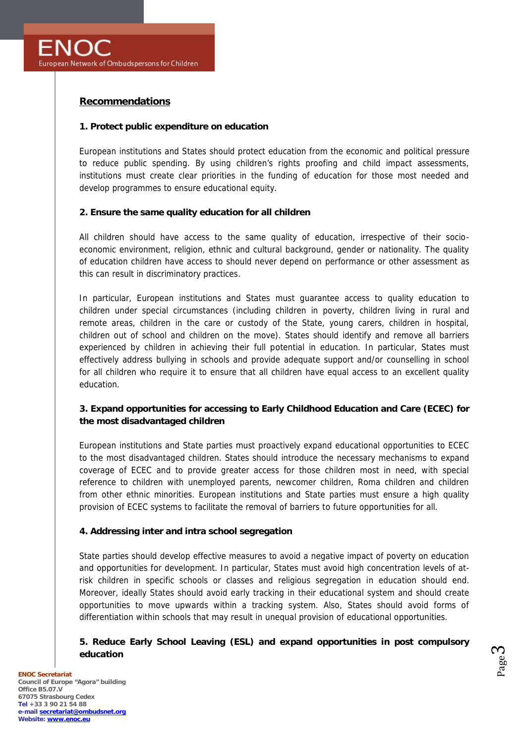## Recommendations

### 1. Protect public expenditure on education

European institutions and States should protect education from the economic and political pressure to reduce public spending. By using children's rights proofing and child impact assessments, institutions must create clear priorities in the funding of education for those most needed and develop programmes to ensure educational equity.

### 2. Ensure the same quality education for all children

All children should have access to the same quality of education, irrespective of their socio-economic environment, religion, ethnic and cultural background, gender or nationality. The quality of education children have access to should never depend on performance or other assessment as this can result in discriminatory practices.

In particular, European institutions and States must guarantee access to quality education to children under special circumstances (including children in poverty, children living in rural and remote areas, children in the care or custody of the State, young carers, children in hospital, children out of school and children on the move). States should identify and remove all barriers experienced by children in achieving their full potential in education. In particular, States must effectively address bullying in schools and provide adequate support and/or counselling in school for all children who require it to ensure that all children have equal access to an excellent quality education.

### 3. Expand opportunities for accessing to Early Childhood Education and Care (ECEC) for the most disadvantaged children

European institutions and State parties must proactively expand educational opportunities to ECEC to the most disadvantaged children. States should introduce the necessary mechanisms to expand coverage of ECEC and to provide greater access for those children most in need, with special reference to children with unemployed parents, newcomer children, Roma children and children from other ethnic minorities. European institutions and State parties must ensure a high quality provision of ECEC systems to facilitate the removal of barriers to future opportunities for all.

### 4. Addressing inter and intra school segregation

State parties should develop effective measures to avoid a negative impact of poverty on education and opportunities for development. In particular, States must avoid high concentration levels of at-risk children in specific schools or classes and religious segregation in education should end. Moreover, ideally States should avoid early tracking in their educational system and should create opportunities to move upwards within a tracking system. Also, States should avoid forms of differentiation within schools that may result in unequal provision of educational opportunities.

### 5. Reduce Early School Leaving (ESL) and expand opportunities in post compulsory education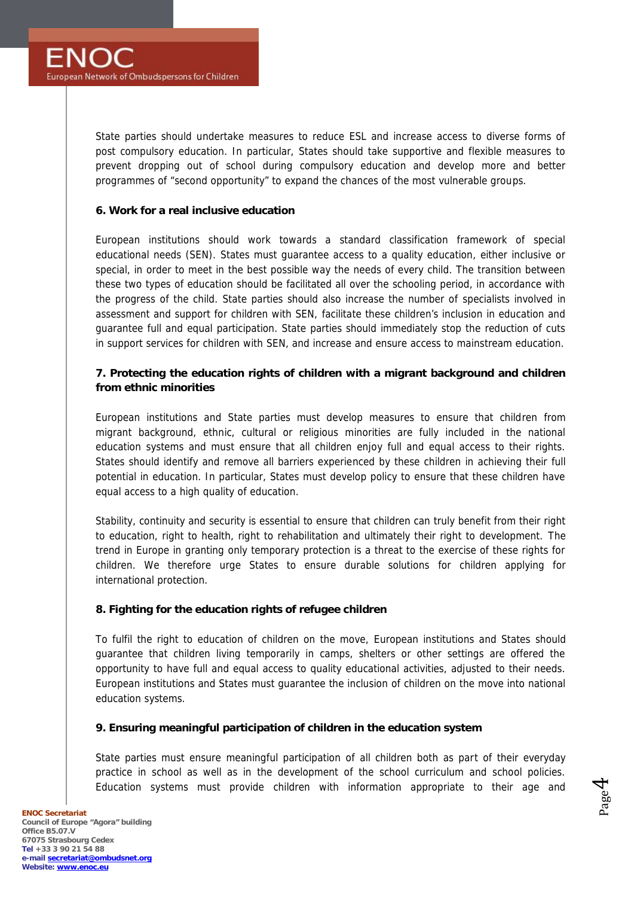State parties should undertake measures to reduce ESL and increase access to diverse forms of post compulsory education. In particular, States should take supportive and flexible measures to prevent dropping out of school during compulsory education and develop more and better programmes of "second opportunity" to expand the chances of the most vulnerable groups.

**6. Work for a real inclusive education**

European institutions should work towards a standard classification framework of special educational needs (SEN). States must guarantee access to a quality education, either inclusive or special, in order to meet in the best possible way the needs of every child. The transition between these two types of education should be facilitated all over the schooling period, in accordance with the progress of the child. State parties should also increase the number of specialists involved in assessment and support for children with SEN, facilitate these children's inclusion in education and guarantee full and equal participation. State parties should immediately stop the reduction of cuts in support services for children with SEN, and increase and ensure access to mainstream education.

**7. Protecting the education rights of children with a migrant background and children from ethnic minorities**

European institutions and State parties must develop measures to ensure that children from migrant background, ethnic, cultural or religious minorities are fully included in the national education systems and must ensure that all children enjoy full and equal access to their rights. States should identify and remove all barriers experienced by these children in achieving their full potential in education. In particular, States must develop policy to ensure that these children have equal access to a high quality of education.

Stability, continuity and security is essential to ensure that children can truly benefit from their right to education, right to health, right to rehabilitation and ultimately their right to development. The trend in Europe in granting only temporary protection is a threat to the exercise of these rights for children. We therefore urge States to ensure durable solutions for children applying for international protection.

**8. Fighting for the education rights of refugee children**

To fulfil the right to education of children on the move, European institutions and States should guarantee that children living temporarily in camps, shelters or other settings are offered the opportunity to have full and equal access to quality educational activities, adjusted to their needs. European institutions and States must guarantee the inclusion of children on the move into national education systems.

**9. Ensuring meaningful participation of children in the education system**

State parties must ensure meaningful participation of all children both as part of their everyday practice in school as well as in the development of the school curriculum and school policies. Education systems must provide children with information appropriate to their age and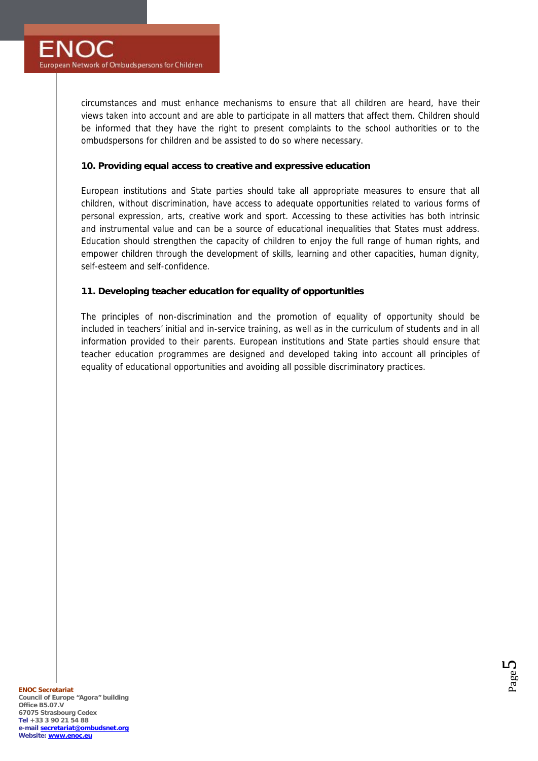circumstances and must enhance mechanisms to ensure that all children are heard, have their views taken into account and are able to participate in all matters that affect them. Children should be informed that they have the right to present complaints to the school authorities or to the ombudspersons for children and be assisted to do so where necessary.

**10. Providing equal access to creative and expressive education**

European institutions and State parties should take all appropriate measures to ensure that all children, without discrimination, have access to adequate opportunities related to various forms of personal expression, arts, creative work and sport. Accessing to these activities has both intrinsic and instrumental value and can be a source of educational inequalities that States must address. Education should strengthen the capacity of children to enjoy the full range of human rights, and empower children through the development of skills, learning and other capacities, human dignity, self-esteem and self-confidence.

**11. Developing teacher education for equality of opportunities**

The principles of non-discrimination and the promotion of equality of opportunity should be included in teachers' initial and in-service training, as well as in the curriculum of students and in all information provided to their parents. European institutions and State parties should ensure that teacher education programmes are designed and developed taking into account all principles of equality of educational opportunities and avoiding all possible discriminatory practices.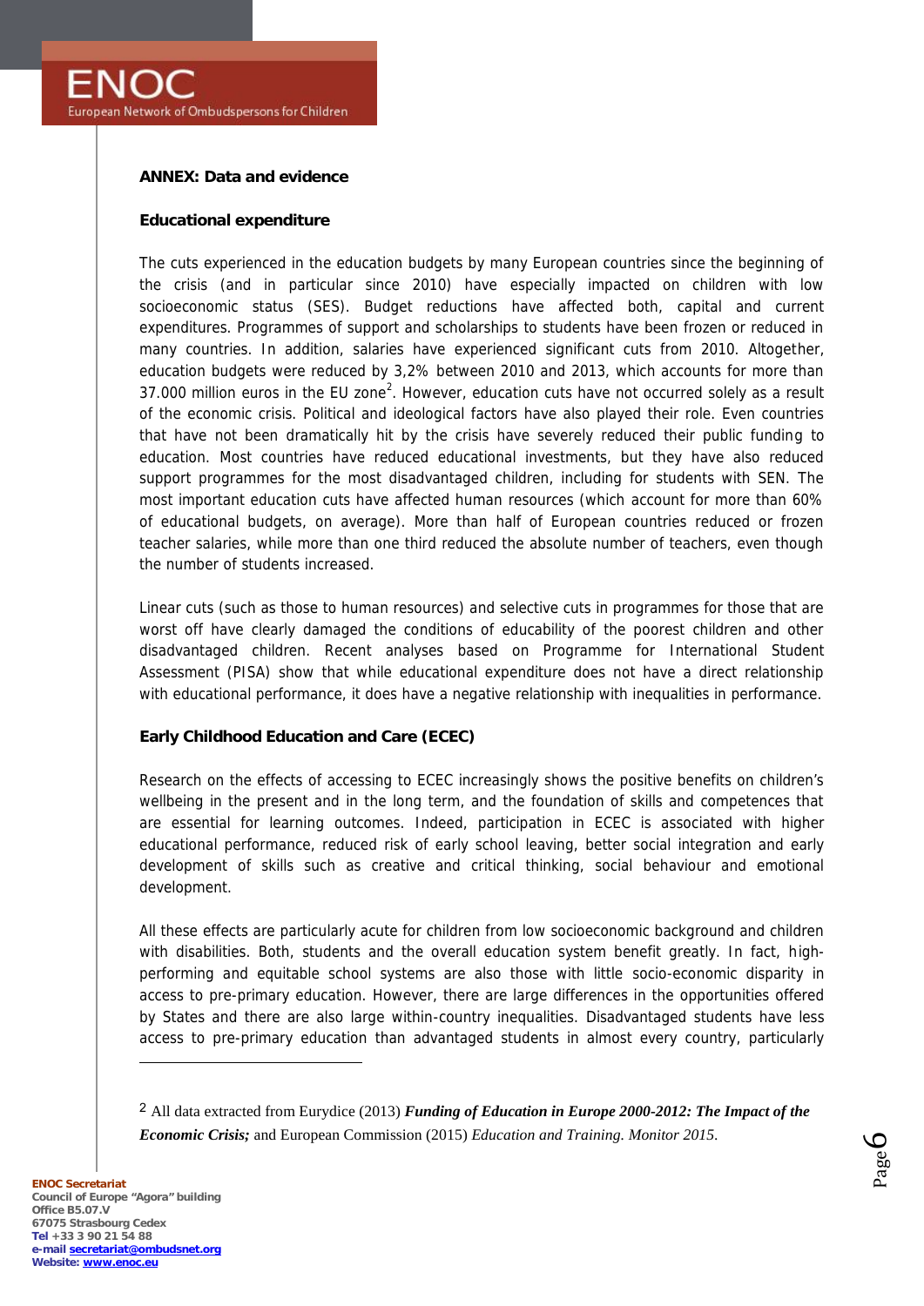**ANNEX: Data and evidence**

**Educational expenditure**

The cuts experienced in the education budgets by many European countries since the beginning of the crisis (and in particular since 2010) have especially impacted on children with low socioeconomic status (SES). Budget reductions have affected both, capital and current expenditures. Programmes of support and scholarships to students have been frozen or reduced in many countries. In addition, salaries have experienced significant cuts from 2010. Altogether, education budgets were reduced by 3,2% between 2010 and 2013, which accounts for more than 37.000 million euros in the EU zone[2]. However, education cuts have not occurred solely as a result of the economic crisis. Political and ideological factors have also played their role. Even countries that have not been dramatically hit by the crisis have severely reduced their public funding to education. Most countries have reduced educational investments, but they have also reduced support programmes for the most disadvantaged children, including for students with SEN. The most important education cuts have affected human resources (which account for more than 60% of educational budgets, on average). More than half of European countries reduced or frozen teacher salaries, while more than one third reduced the absolute number of teachers, even though the number of students increased.

Linear cuts (such as those to human resources) and selective cuts in programmes for those that are worst off have clearly damaged the conditions of educability of the poorest children and other disadvantaged children. Recent analyses based on Programme for International Student Assessment (PISA) show that while educational expenditure does not have a direct relationship with educational performance, it does have a negative relationship with inequalities in performance.

**Early Childhood Education and Care (ECEC)**

Research on the effects of accessing to ECEC increasingly shows the positive benefits on children's wellbeing in the present and in the long term, and the foundation of skills and competences that are essential for learning outcomes. Indeed, participation in ECEC is associated with higher educational performance, reduced risk of early school leaving, better social integration and early development of skills such as creative and critical thinking, social behaviour and emotional development.

All these effects are particularly acute for children from low socioeconomic background and children with disabilities. Both, students and the overall education system benefit greatly. In fact, high-performing and equitable school systems are also those with little socio-economic disparity in access to pre-primary education. However, there are large differences in the opportunities offered by States and there are also large within-country inequalities. Disadvantaged students have less access to pre-primary education than advantaged students in almost every country, particularly

---

[2] All data extracted from Eurydice (2013) ***Funding of Education in Europe 2000-2012: The Impact of the Economic Crisis;*** and European Commission (2015) *Education and Training. Monitor 2015.*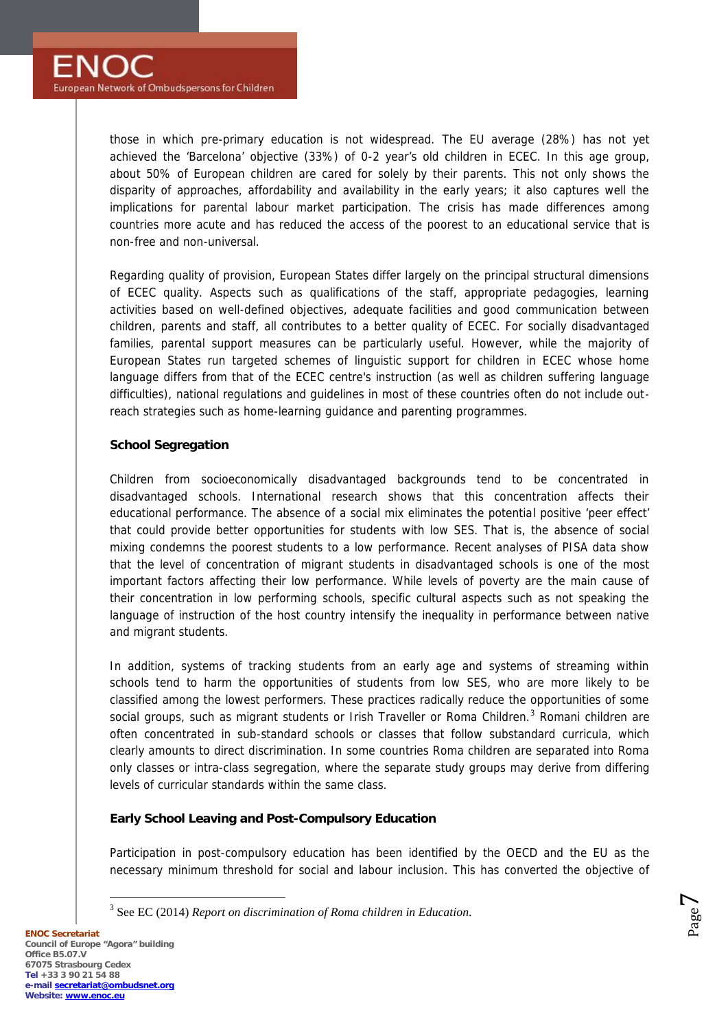those in which pre-primary education is not widespread. The EU average (28%) has not yet achieved the 'Barcelona' objective (33%) of 0-2 year's old children in ECEC. In this age group, about 50% of European children are cared for solely by their parents. This not only shows the disparity of approaches, affordability and availability in the early years; it also captures well the implications for parental labour market participation. The crisis has made differences among countries more acute and has reduced the access of the poorest to an educational service that is non-free and non-universal.

Regarding quality of provision, European States differ largely on the principal structural dimensions of ECEC quality. Aspects such as qualifications of the staff, appropriate pedagogies, learning activities based on well-defined objectives, adequate facilities and good communication between children, parents and staff, all contributes to a better quality of ECEC. For socially disadvantaged families, parental support measures can be particularly useful. However, while the majority of European States run targeted schemes of linguistic support for children in ECEC whose home language differs from that of the ECEC centre's instruction (as well as children suffering language difficulties), national regulations and guidelines in most of these countries often do not include out-reach strategies such as home-learning guidance and parenting programmes.

**School Segregation**

Children from socioeconomically disadvantaged backgrounds tend to be concentrated in disadvantaged schools. International research shows that this concentration affects their educational performance. The absence of a social mix eliminates the potential positive 'peer effect' that could provide better opportunities for students with low SES. That is, the absence of social mixing condemns the poorest students to a low performance. Recent analyses of PISA data show that the level of concentration of migrant students in disadvantaged schools is one of the most important factors affecting their low performance. While levels of poverty are the main cause of their concentration in low performing schools, specific cultural aspects such as not speaking the language of instruction of the host country intensify the inequality in performance between native and migrant students.

In addition, systems of tracking students from an early age and systems of streaming within schools tend to harm the opportunities of students from low SES, who are more likely to be classified among the lowest performers. These practices radically reduce the opportunities of some social groups, such as migrant students or Irish Traveller or Roma Children.[3] Romani children are often concentrated in sub-standard schools or classes that follow substandard curricula, which clearly amounts to direct discrimination. In some countries Roma children are separated into Roma only classes or intra-class segregation, where the separate study groups may derive from differing levels of curricular standards within the same class.

**Early School Leaving and Post-Compulsory Education**

Participation in post-compulsory education has been identified by the OECD and the EU as the necessary minimum threshold for social and labour inclusion. This has converted the objective of

[3] See EC (2014) *Report on discrimination of Roma children in Education.*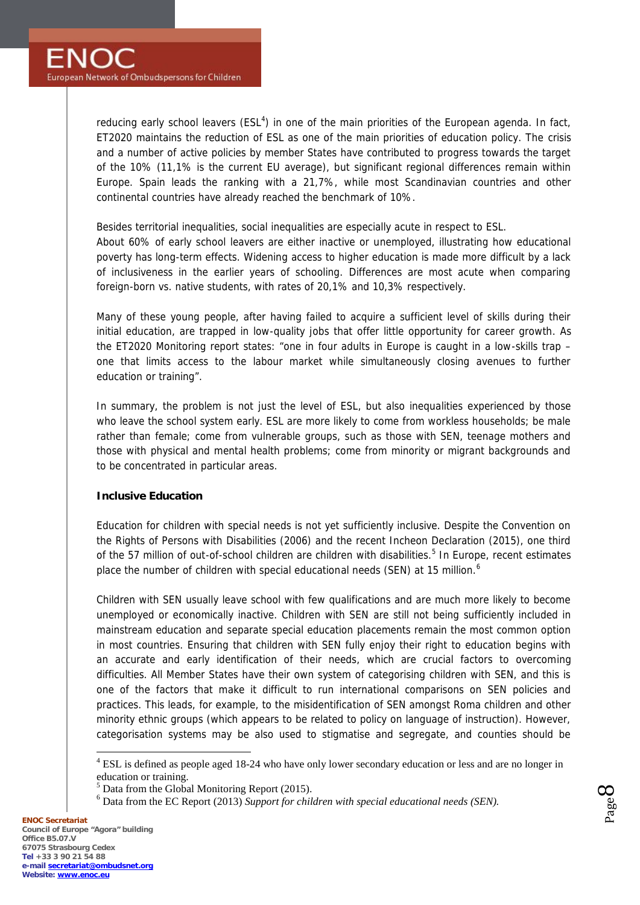reducing early school leavers (ESL[4]) in one of the main priorities of the European agenda. In fact, ET2020 maintains the reduction of ESL as one of the main priorities of education policy. The crisis and a number of active policies by member States have contributed to progress towards the target of the 10% (11,1% is the current EU average), but significant regional differences remain within Europe. Spain leads the ranking with a 21,7%, while most Scandinavian countries and other continental countries have already reached the benchmark of 10%.

Besides territorial inequalities, social inequalities are especially acute in respect to ESL.
About 60% of early school leavers are either inactive or unemployed, illustrating how educational poverty has long-term effects. Widening access to higher education is made more difficult by a lack of inclusiveness in the earlier years of schooling. Differences are most acute when comparing foreign-born vs. native students, with rates of 20,1% and 10,3% respectively.

Many of these young people, after having failed to acquire a sufficient level of skills during their initial education, are trapped in low-quality jobs that offer little opportunity for career growth. As the ET2020 Monitoring report states: "one in four adults in Europe is caught in a low-skills trap – one that limits access to the labour market while simultaneously closing avenues to further education or training".

In summary, the problem is not just the level of ESL, but also inequalities experienced by those who leave the school system early. ESL are more likely to come from workless households; be male rather than female; come from vulnerable groups, such as those with SEN, teenage mothers and those with physical and mental health problems; come from minority or migrant backgrounds and to be concentrated in particular areas.

**Inclusive Education**

Education for children with special needs is not yet sufficiently inclusive. Despite the Convention on the Rights of Persons with Disabilities (2006) and the recent Incheon Declaration (2015), one third of the 57 million of out-of-school children are children with disabilities.[5] In Europe, recent estimates place the number of children with special educational needs (SEN) at 15 million.[6]

Children with SEN usually leave school with few qualifications and are much more likely to become unemployed or economically inactive. Children with SEN are still not being sufficiently included in mainstream education and separate special education placements remain the most common option in most countries. Ensuring that children with SEN fully enjoy their right to education begins with an accurate and early identification of their needs, which are crucial factors to overcoming difficulties. All Member States have their own system of categorising children with SEN, and this is one of the factors that make it difficult to run international comparisons on SEN policies and practices. This leads, for example, to the misidentification of SEN amongst Roma children and other minority ethnic groups (which appears to be related to policy on language of instruction). However, categorisation systems may be also used to stigmatise and segregate, and counties should be

---

[4] ESL is defined as people aged 18-24 who have only lower secondary education or less and are no longer in education or training.

[5] Data from the Global Monitoring Report (2015).

[6] Data from the EC Report (2013) *Support for children with special educational needs (SEN).*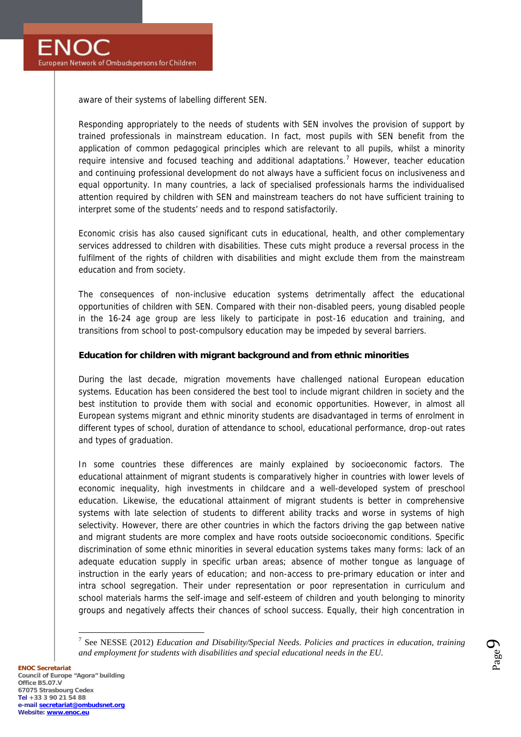aware of their systems of labelling different SEN.

Responding appropriately to the needs of students with SEN involves the provision of support by trained professionals in mainstream education. In fact, most pupils with SEN benefit from the application of common pedagogical principles which are relevant to all pupils, whilst a minority require intensive and focused teaching and additional adaptations.[7] However, teacher education and continuing professional development do not always have a sufficient focus on inclusiveness and equal opportunity. In many countries, a lack of specialised professionals harms the individualised attention required by children with SEN and mainstream teachers do not have sufficient training to interpret some of the students' needs and to respond satisfactorily.

Economic crisis has also caused significant cuts in educational, health, and other complementary services addressed to children with disabilities. These cuts might produce a reversal process in the fulfilment of the rights of children with disabilities and might exclude them from the mainstream education and from society.

The consequences of non-inclusive education systems detrimentally affect the educational opportunities of children with SEN. Compared with their non-disabled peers, young disabled people in the 16-24 age group are less likely to participate in post-16 education and training, and transitions from school to post-compulsory education may be impeded by several barriers.

**Education for children with migrant background and from ethnic minorities**

During the last decade, migration movements have challenged national European education systems. Education has been considered the best tool to include migrant children in society and the best institution to provide them with social and economic opportunities. However, in almost all European systems migrant and ethnic minority students are disadvantaged in terms of enrolment in different types of school, duration of attendance to school, educational performance, drop-out rates and types of graduation.

In some countries these differences are mainly explained by socioeconomic factors. The educational attainment of migrant students is comparatively higher in countries with lower levels of economic inequality, high investments in childcare and a well-developed system of preschool education. Likewise, the educational attainment of migrant students is better in comprehensive systems with late selection of students to different ability tracks and worse in systems of high selectivity. However, there are other countries in which the factors driving the gap between native and migrant students are more complex and have roots outside socioeconomic conditions. Specific discrimination of some ethnic minorities in several education systems takes many forms: lack of an adequate education supply in specific urban areas; absence of mother tongue as language of instruction in the early years of education; and non-access to pre-primary education or inter and intra school segregation. Their under representation or poor representation in curriculum and school materials harms the self-image and self-esteem of children and youth belonging to minority groups and negatively affects their chances of school success. Equally, their high concentration in

---

[7] See NESSE (2012) *Education and Disability/Special Needs. Policies and practices in education, training and employment for students with disabilities and special educational needs in the EU.*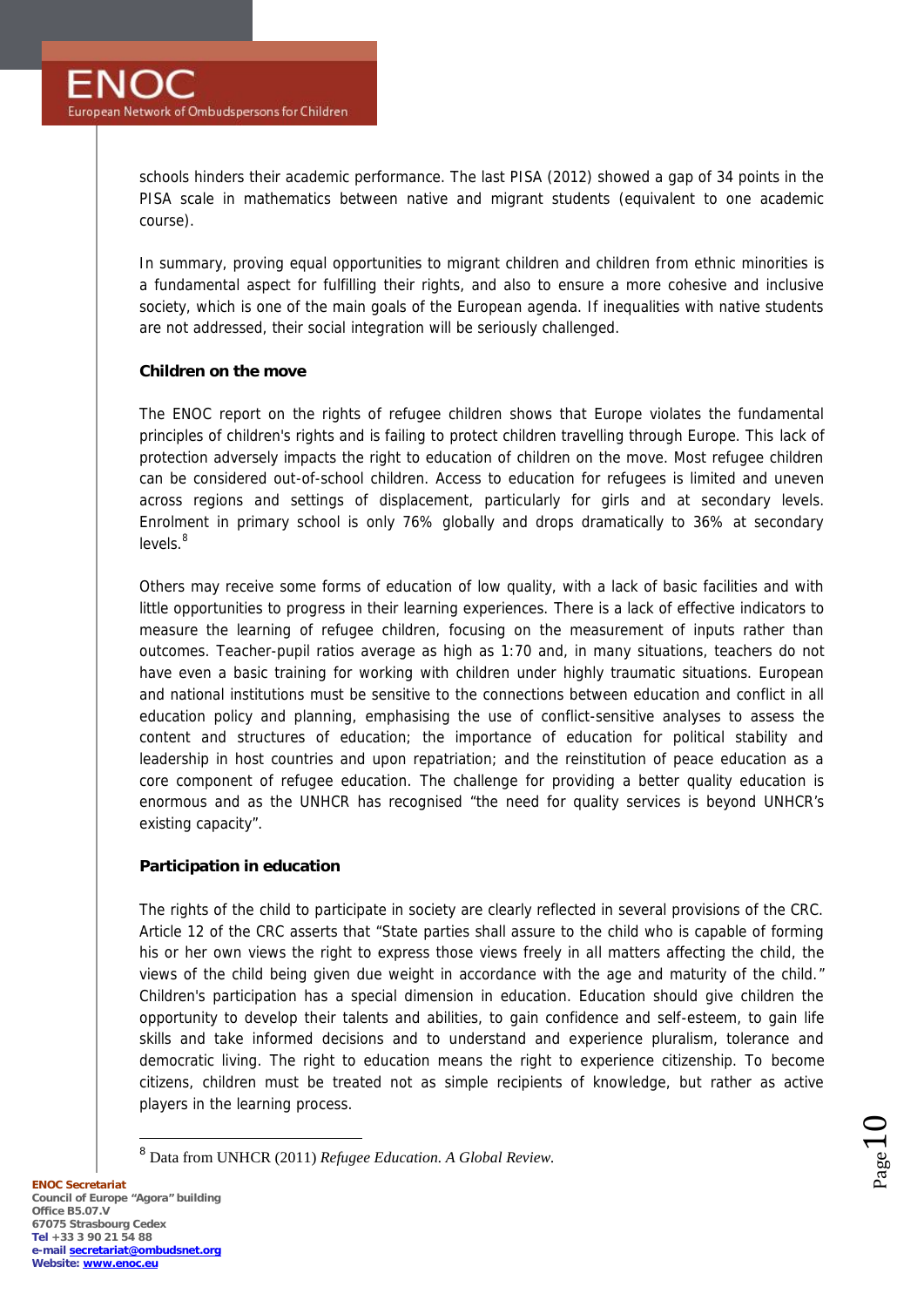schools hinders their academic performance. The last PISA (2012) showed a gap of 34 points in the PISA scale in mathematics between native and migrant students (equivalent to one academic course).

In summary, proving equal opportunities to migrant children and children from ethnic minorities is a fundamental aspect for fulfilling their rights, and also to ensure a more cohesive and inclusive society, which is one of the main goals of the European agenda. If inequalities with native students are not addressed, their social integration will be seriously challenged.

**Children on the move**

The ENOC report on the rights of refugee children shows that Europe violates the fundamental principles of children's rights and is failing to protect children travelling through Europe. This lack of protection adversely impacts the right to education of children on the move. Most refugee children can be considered out-of-school children. Access to education for refugees is limited and uneven across regions and settings of displacement, particularly for girls and at secondary levels. Enrolment in primary school is only 76% globally and drops dramatically to 36% at secondary levels.[8]

Others may receive some forms of education of low quality, with a lack of basic facilities and with little opportunities to progress in their learning experiences. There is a lack of effective indicators to measure the learning of refugee children, focusing on the measurement of inputs rather than outcomes. Teacher-pupil ratios average as high as 1:70 and, in many situations, teachers do not have even a basic training for working with children under highly traumatic situations. European and national institutions must be sensitive to the connections between education and conflict in all education policy and planning, emphasising the use of conflict-sensitive analyses to assess the content and structures of education; the importance of education for political stability and leadership in host countries and upon repatriation; and the reinstitution of peace education as a core component of refugee education. The challenge for providing a better quality education is enormous and as the UNHCR has recognised "the need for quality services is beyond UNHCR's existing capacity".

**Participation in education**

The rights of the child to participate in society are clearly reflected in several provisions of the CRC. Article 12 of the CRC asserts that "State parties shall assure to the child who is capable of forming his or her own views the right to express those views freely in all matters affecting the child, the views of the child being given due weight in accordance with the age and maturity of the child." Children's participation has a special dimension in education. Education should give children the opportunity to develop their talents and abilities, to gain confidence and self-esteem, to gain life skills and take informed decisions and to understand and experience pluralism, tolerance and democratic living. The right to education means the right to experience citizenship. To become citizens, children must be treated not as simple recipients of knowledge, but rather as active players in the learning process.

---

[8] Data from UNHCR (2011) *Refugee Education. A Global Review.*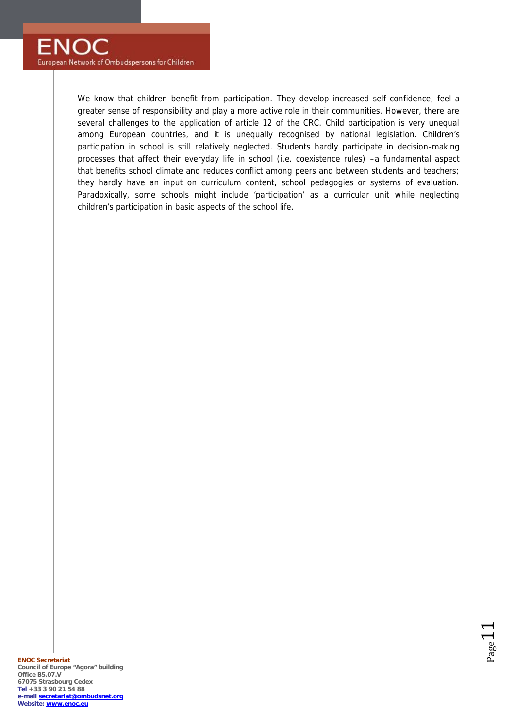We know that children benefit from participation. They develop increased self-confidence, feel a greater sense of responsibility and play a more active role in their communities. However, there are several challenges to the application of article 12 of the CRC. Child participation is very unequal among European countries, and it is unequally recognised by national legislation. Children's participation in school is still relatively neglected. Students hardly participate in decision-making processes that affect their everyday life in school (i.e. coexistence rules) –a fundamental aspect that benefits school climate and reduces conflict among peers and between students and teachers; they hardly have an input on curriculum content, school pedagogies or systems of evaluation. Paradoxically, some schools might include 'participation' as a curricular unit while neglecting children's participation in basic aspects of the school life.